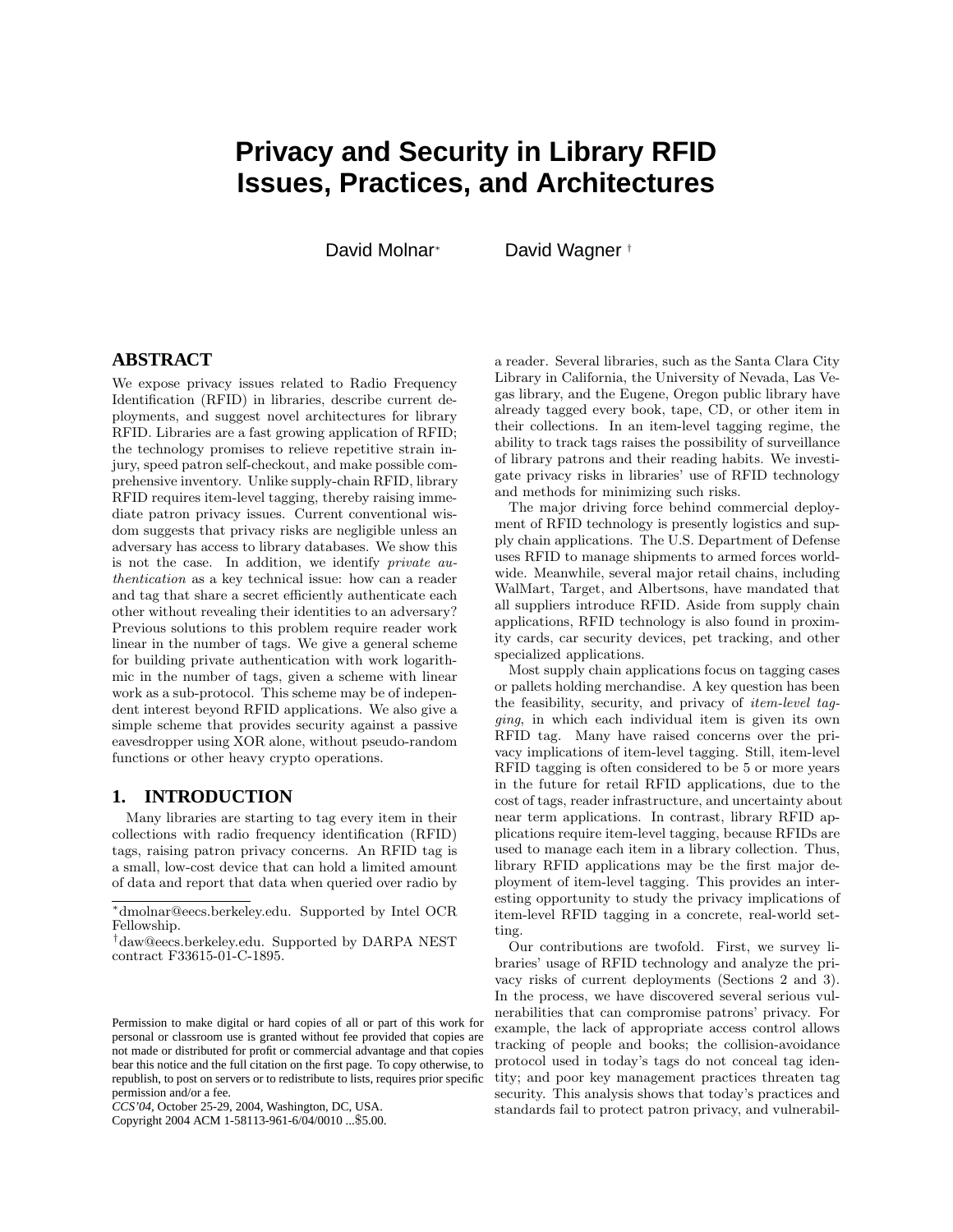# Privacy and Security in Library RFID Issues, Practices, and Architectures

David Molnar*  David Wagner †

## ABSTRACT

We expose privacy issues related to Radio Frequency Identification (RFID) in libraries, describe current deployments, and suggest novel architectures for library RFID. Libraries are a fast growing application of RFID; the technology promises to relieve repetitive strain injury, speed patron self-checkout, and make possible comprehensive inventory. Unlike supply-chain RFID, library RFID requires item-level tagging, thereby raising immediate patron privacy issues. Current conventional wisdom suggests that privacy risks are negligible unless an adversary has access to library databases. We show this is not the case. In addition, we identify *private authentication* as a key technical issue: how can a reader and tag that share a secret efficiently authenticate each other without revealing their identities to an adversary? Previous solutions to this problem require reader work linear in the number of tags. We give a general scheme for building private authentication with work logarithmic in the number of tags, given a scheme with linear work as a sub-protocol. This scheme may be of independent interest beyond RFID applications. We also give a simple scheme that provides security against a passive eavesdropper using XOR alone, without pseudo-random functions or other heavy crypto operations.

## 1. INTRODUCTION

Many libraries are starting to tag every item in their collections with radio frequency identification (RFID) tags, raising patron privacy concerns. An RFID tag is a small, low-cost device that can hold a limited amount of data and report that data when queried over radio by a reader. Several libraries, such as the Santa Clara City Library in California, the University of Nevada, Las Vegas library, and the Eugene, Oregon public library have already tagged every book, tape, CD, or other item in their collections. In an item-level tagging regime, the ability to track tags raises the possibility of surveillance of library patrons and their reading habits. We investigate privacy risks in libraries' use of RFID technology and methods for minimizing such risks.

The major driving force behind commercial deployment of RFID technology is presently logistics and supply chain applications. The U.S. Department of Defense uses RFID to manage shipments to armed forces worldwide. Meanwhile, several major retail chains, including WalMart, Target, and Albertsons, have mandated that all suppliers introduce RFID. Aside from supply chain applications, RFID technology is also found in proximity cards, car security devices, pet tracking, and other specialized applications.

Most supply chain applications focus on tagging cases or pallets holding merchandise. A key question has been the feasibility, security, and privacy of *item-level tagging*, in which each individual item is given its own RFID tag. Many have raised concerns over the privacy implications of item-level tagging. Still, item-level RFID tagging is often considered to be 5 or more years in the future for retail RFID applications, due to the cost of tags, reader infrastructure, and uncertainty about near term applications. In contrast, library RFID applications require item-level tagging, because RFIDs are used to manage each item in a library collection. Thus, library RFID applications may be the first major deployment of item-level tagging. This provides an interesting opportunity to study the privacy implications of item-level RFID tagging in a concrete, real-world setting.

Our contributions are twofold. First, we survey libraries' usage of RFID technology and analyze the privacy risks of current deployments (Sections 2 and 3). In the process, we have discovered several serious vulnerabilities that can compromise patrons' privacy. For example, the lack of appropriate access control allows tracking of people and books; the collision-avoidance protocol used in today's tags do not conceal tag identity; and poor key management practices threaten tag security. This analysis shows that today's practices and standards fail to protect patron privacy, and vulnerabil-

---

*dmolnar@eecs.berkeley.edu. Supported by Intel OCR Fellowship.

†daw@eecs.berkeley.edu. Supported by DARPA NEST contract F33615-01-C-1895.

Permission to make digital or hard copies of all or part of this work for personal or classroom use is granted without fee provided that copies are not made or distributed for profit or commercial advantage and that copies bear this notice and the full citation on the first page. To copy otherwise, to republish, to post on servers or to redistribute to lists, requires prior specific permission and/or a fee.
*CCS'04*, October 25-29, 2004, Washington, DC, USA.
Copyright 2004 ACM 1-58113-961-6/04/0010 ...$5.00.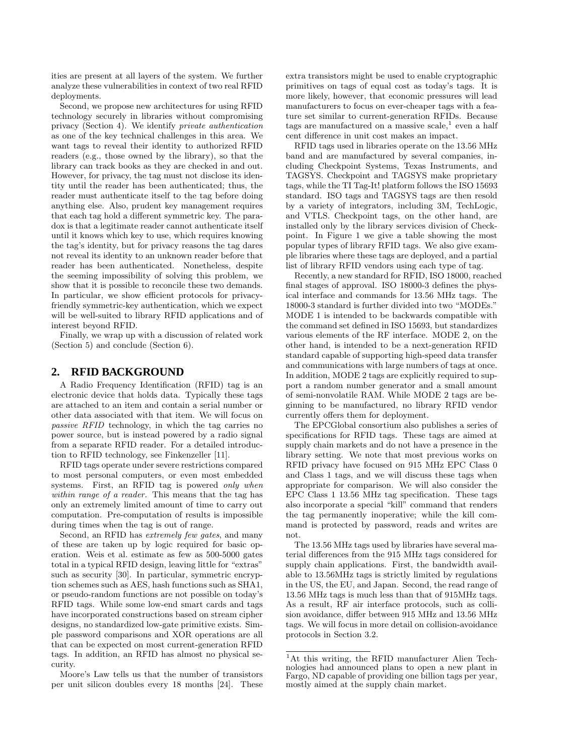ities are present at all layers of the system. We further analyze these vulnerabilities in context of two real RFID deployments.

Second, we propose new architectures for using RFID technology securely in libraries without compromising privacy (Section 4). We identify *private authentication* as one of the key technical challenges in this area. We want tags to reveal their identity to authorized RFID readers (e.g., those owned by the library), so that the library can track books as they are checked in and out. However, for privacy, the tag must not disclose its identity until the reader has been authenticated; thus, the reader must authenticate itself to the tag before doing anything else. Also, prudent key management requires that each tag hold a different symmetric key. The paradox is that a legitimate reader cannot authenticate itself until it knows which key to use, which requires knowing the tag's identity, but for privacy reasons the tag dares not reveal its identity to an unknown reader before that reader has been authenticated. Nonetheless, despite the seeming impossibility of solving this problem, we show that it is possible to reconcile these two demands. In particular, we show efficient protocols for privacy-friendly symmetric-key authentication, which we expect will be well-suited to library RFID applications and of interest beyond RFID.

Finally, we wrap up with a discussion of related work (Section 5) and conclude (Section 6).

## 2. RFID BACKGROUND

A Radio Frequency Identification (RFID) tag is an electronic device that holds data. Typically these tags are attached to an item and contain a serial number or other data associated with that item. We will focus on *passive RFID* technology, in which the tag carries no power source, but is instead powered by a radio signal from a separate RFID reader. For a detailed introduction to RFID technology, see Finkenzeller [11].

RFID tags operate under severe restrictions compared to most personal computers, or even most embedded systems. First, an RFID tag is powered *only when within range of a reader*. This means that the tag has only an extremely limited amount of time to carry out computation. Pre-computation of results is impossible during times when the tag is out of range.

Second, an RFID has *extremely few gates*, and many of these are taken up by logic required for basic operation. Weis et al. estimate as few as 500-5000 gates total in a typical RFID design, leaving little for "extras" such as security [30]. In particular, symmetric encryption schemes such as AES, hash functions such as SHA1, or pseudo-random functions are not possible on today's RFID tags. While some low-end smart cards and tags have incorporated constructions based on stream cipher designs, no standardized low-gate primitive exists. Simple password comparisons and XOR operations are all that can be expected on most current-generation RFID tags. In addition, an RFID has almost no physical security.

Moore's Law tells us that the number of transistors per unit silicon doubles every 18 months [24]. These extra transistors might be used to enable cryptographic primitives on tags of equal cost as today's tags. It is more likely, however, that economic pressures will lead manufacturers to focus on ever-cheaper tags with a feature set similar to current-generation RFIDs. Because tags are manufactured on a massive scale,[1] even a half cent difference in unit cost makes an impact.

RFID tags used in libraries operate on the 13.56 MHz band and are manufactured by several companies, including Checkpoint Systems, Texas Instruments, and TAGSYS. Checkpoint and TAGSYS make proprietary tags, while the TI Tag-It! platform follows the ISO 15693 standard. ISO tags and TAGSYS tags are then resold by a variety of integrators, including 3M, TechLogic, and VTLS. Checkpoint tags, on the other hand, are installed only by the library services division of Checkpoint. In Figure 1 we give a table showing the most popular types of library RFID tags. We also give example libraries where these tags are deployed, and a partial list of library RFID vendors using each type of tag.

Recently, a new standard for RFID, ISO 18000, reached final stages of approval. ISO 18000-3 defines the physical interface and commands for 13.56 MHz tags. The 18000-3 standard is further divided into two "MODEs." MODE 1 is intended to be backwards compatible with the command set defined in ISO 15693, but standardizes various elements of the RF interface. MODE 2, on the other hand, is intended to be a next-generation RFID standard capable of supporting high-speed data transfer and communications with large numbers of tags at once. In addition, MODE 2 tags are explicitly required to support a random number generator and a small amount of semi-nonvolatile RAM. While MODE 2 tags are beginning to be manufactured, no library RFID vendor currently offers them for deployment.

The EPCGlobal consortium also publishes a series of specifications for RFID tags. These tags are aimed at supply chain markets and do not have a presence in the library setting. We note that most previous works on RFID privacy have focused on 915 MHz EPC Class 0 and Class 1 tags, and we will discuss these tags when appropriate for comparison. We will also consider the EPC Class 1 13.56 MHz tag specification. These tags also incorporate a special "kill" command that renders the tag permanently inoperative; while the kill command is protected by password, reads and writes are not.

The 13.56 MHz tags used by libraries have several material differences from the 915 MHz tags considered for supply chain applications. First, the bandwidth available to 13.56MHz tags is strictly limited by regulations in the US, the EU, and Japan. Second, the read range of 13.56 MHz tags is much less than that of 915MHz tags. As a result, RF air interface protocols, such as collision avoidance, differ between 915 MHz and 13.56 MHz tags. We will focus in more detail on collision-avoidance protocols in Section 3.2.

[1] At this writing, the RFID manufacturer Alien Technologies had announced plans to open a new plant in Fargo, ND capable of providing one billion tags per year, mostly aimed at the supply chain market.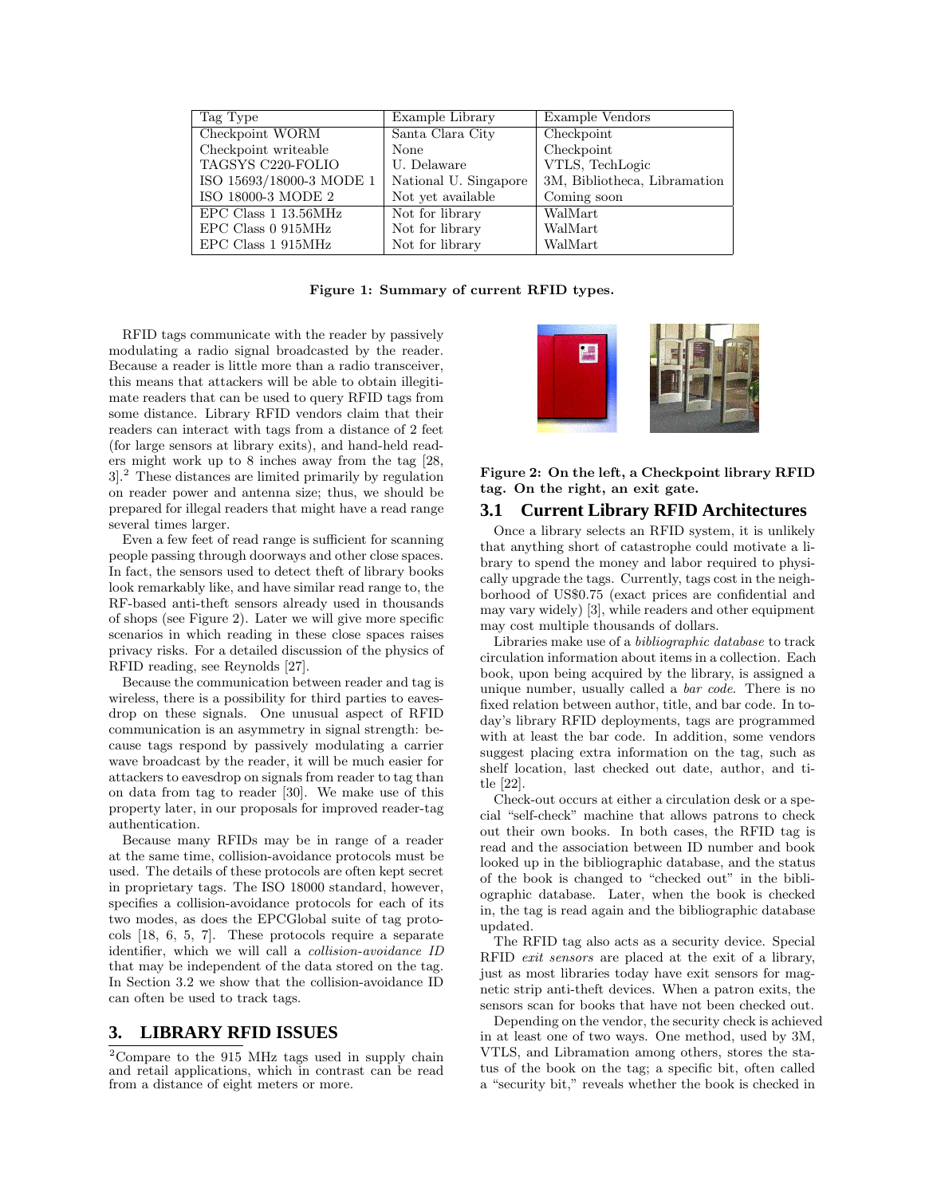| Tag Type | Example Library | Example Vendors |
|---|---|---|
| Checkpoint WORM | Santa Clara City | Checkpoint |
| Checkpoint writeable | None | Checkpoint |
| TAGSYS C220-FOLIO | U. Delaware | VTLS, TechLogic |
| ISO 15693/18000-3 MODE 1 | National U. Singapore | 3M, Bibliotheca, Libramation |
| ISO 18000-3 MODE 2 | Not yet available | Coming soon |
| EPC Class 1 13.56MHz | Not for library | WalMart |
| EPC Class 0 915MHz | Not for library | WalMart |
| EPC Class 1 915MHz | Not for library | WalMart |

**Figure 1: Summary of current RFID types.**

RFID tags communicate with the reader by passively modulating a radio signal broadcasted by the reader. Because a reader is little more than a radio transceiver, this means that attackers will be able to obtain illegitimate readers that can be used to query RFID tags from some distance. Library RFID vendors claim that their readers can interact with tags from a distance of 2 feet (for large sensors at library exits), and hand-held readers might work up to 8 inches away from the tag [28, 3].[2] These distances are limited primarily by regulation on reader power and antenna size; thus, we should be prepared for illegal readers that might have a read range several times larger.

Even a few feet of read range is sufficient for scanning people passing through doorways and other close spaces. In fact, the sensors used to detect theft of library books look remarkably like, and have similar read range to, the RF-based anti-theft sensors already used in thousands of shops (see Figure 2). Later we will give more specific scenarios in which reading in these close spaces raises privacy risks. For a detailed discussion of the physics of RFID reading, see Reynolds [27].

Because the communication between reader and tag is wireless, there is a possibility for third parties to eavesdrop on these signals. One unusual aspect of RFID communication is an asymmetry in signal strength: because tags respond by passively modulating a carrier wave broadcast by the reader, it will be much easier for attackers to eavesdrop on signals from reader to tag than on data from tag to reader [30]. We make use of this property later, in our proposals for improved reader-tag authentication.

Because many RFIDs may be in range of a reader at the same time, collision-avoidance protocols must be used. The details of these protocols are often kept secret in proprietary tags. The ISO 18000 standard, however, specifies a collision-avoidance protocols for each of its two modes, as does the EPCGlobal suite of tag protocols [18, 6, 5, 7]. These protocols require a separate identifier, which we will call a *collision-avoidance ID* that may be independent of the data stored on the tag. In Section 3.2 we show that the collision-avoidance ID can often be used to track tags.

## 3. LIBRARY RFID ISSUES

[2] Compare to the 915 MHz tags used in supply chain and retail applications, which in contrast can be read from a distance of eight meters or more.

**Figure 2: On the left, a Checkpoint library RFID tag. On the right, an exit gate.**

### 3.1 Current Library RFID Architectures

Once a library selects an RFID system, it is unlikely that anything short of catastrophe could motivate a library to spend the money and labor required to physically upgrade the tags. Currently, tags cost in the neighborhood of US$0.75 (exact prices are confidential and may vary widely) [3], while readers and other equipment may cost multiple thousands of dollars.

Libraries make use of a *bibliographic database* to track circulation information about items in a collection. Each book, upon being acquired by the library, is assigned a unique number, usually called a *bar code*. There is no fixed relation between author, title, and bar code. In today's library RFID deployments, tags are programmed with at least the bar code. In addition, some vendors suggest placing extra information on the tag, such as shelf location, last checked out date, author, and title [22].

Check-out occurs at either a circulation desk or a special "self-check" machine that allows patrons to check out their own books. In both cases, the RFID tag is read and the association between ID number and book looked up in the bibliographic database, and the status of the book is changed to "checked out" in the bibliographic database. Later, when the book is checked in, the tag is read again and the bibliographic database updated.

The RFID tag also acts as a security device. Special RFID *exit sensors* are placed at the exit of a library, just as most libraries today have exit sensors for magnetic strip anti-theft devices. When a patron exits, the sensors scan for books that have not been checked out.

Depending on the vendor, the security check is achieved in at least one of two ways. One method, used by 3M, VTLS, and Libramation among others, stores the status of the book on the tag; a specific bit, often called a "security bit," reveals whether the book is checked in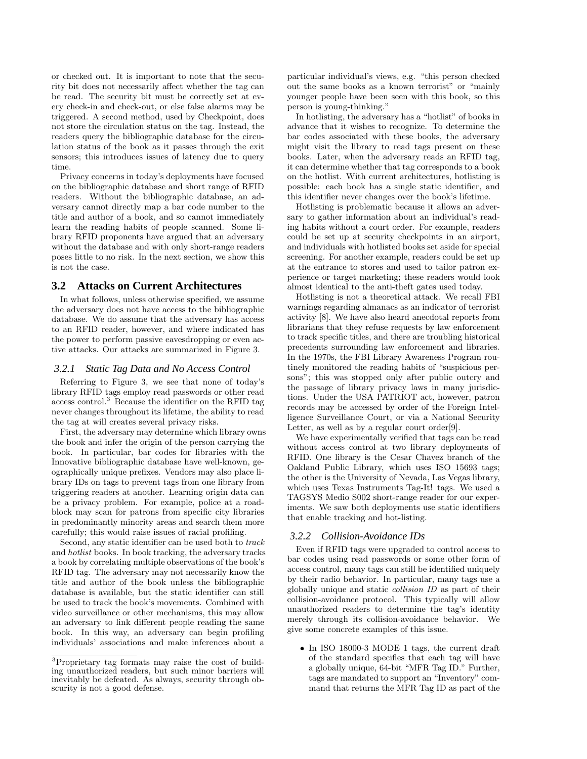or checked out. It is important to note that the security bit does not necessarily affect whether the tag can be read. The security bit must be correctly set at every check-in and check-out, or else false alarms may be triggered. A second method, used by Checkpoint, does not store the circulation status on the tag. Instead, the readers query the bibliographic database for the circulation status of the book as it passes through the exit sensors; this introduces issues of latency due to query time.

Privacy concerns in today's deployments have focused on the bibliographic database and short range of RFID readers. Without the bibliographic database, an adversary cannot directly map a bar code number to the title and author of a book, and so cannot immediately learn the reading habits of people scanned. Some library RFID proponents have argued that an adversary without the database and with only short-range readers poses little to no risk. In the next section, we show this is not the case.

## 3.2 Attacks on Current Architectures

In what follows, unless otherwise specified, we assume the adversary does not have access to the bibliographic database. We do assume that the adversary has access to an RFID reader, however, and where indicated has the power to perform passive eavesdropping or even active attacks. Our attacks are summarized in Figure 3.

### 3.2.1 Static Tag Data and No Access Control

Referring to Figure 3, we see that none of today's library RFID tags employ read passwords or other read access control.[3] Because the identifier on the RFID tag never changes throughout its lifetime, the ability to read the tag at will creates several privacy risks.

First, the adversary may determine which library owns the book and infer the origin of the person carrying the book. In particular, bar codes for libraries with the Innovative bibliographic database have well-known, geographically unique prefixes. Vendors may also place library IDs on tags to prevent tags from one library from triggering readers at another. Learning origin data can be a privacy problem. For example, police at a roadblock may scan for patrons from specific city libraries in predominantly minority areas and search them more carefully; this would raise issues of racial profiling.

Second, any static identifier can be used both to *track* and *hotlist* books. In book tracking, the adversary tracks a book by correlating multiple observations of the book's RFID tag. The adversary may not necessarily know the title and author of the book unless the bibliographic database is available, but the static identifier can still be used to track the book's movements. Combined with video surveillance or other mechanisms, this may allow an adversary to link different people reading the same book. In this way, an adversary can begin profiling individuals' associations and make inferences about a particular individual's views, e.g. "this person checked out the same books as a known terrorist" or "mainly younger people have been seen with this book, so this person is young-thinking."

In hotlisting, the adversary has a "hotlist" of books in advance that it wishes to recognize. To determine the bar codes associated with these books, the adversary might visit the library to read tags present on these books. Later, when the adversary reads an RFID tag, it can determine whether that tag corresponds to a book on the hotlist. With current architectures, hotlisting is possible: each book has a single static identifier, and this identifier never changes over the book's lifetime.

Hotlisting is problematic because it allows an adversary to gather information about an individual's reading habits without a court order. For example, readers could be set up at security checkpoints in an airport, and individuals with hotlisted books set aside for special screening. For another example, readers could be set up at the entrance to stores and used to tailor patron experience or target marketing; these readers would look almost identical to the anti-theft gates used today.

Hotlisting is not a theoretical attack. We recall FBI warnings regarding almanacs as an indicator of terrorist activity [8]. We have also heard anecdotal reports from librarians that they refuse requests by law enforcement to track specific titles, and there are troubling historical precedents surrounding law enforcement and libraries. In the 1970s, the FBI Library Awareness Program routinely monitored the reading habits of "suspicious persons"; this was stopped only after public outcry and the passage of library privacy laws in many jurisdictions. Under the USA PATRIOT act, however, patron records may be accessed by order of the Foreign Intelligence Surveillance Court, or via a National Security Letter, as well as by a regular court order[9].

We have experimentally verified that tags can be read without access control at two library deployments of RFID. One library is the Cesar Chavez branch of the Oakland Public Library, which uses ISO 15693 tags; the other is the University of Nevada, Las Vegas library, which uses Texas Instruments Tag-It! tags. We used a TAGSYS Medio S002 short-range reader for our experiments. We saw both deployments use static identifiers that enable tracking and hot-listing.

### 3.2.2 Collision-Avoidance IDs

Even if RFID tags were upgraded to control access to bar codes using read passwords or some other form of access control, many tags can still be identified uniquely by their radio behavior. In particular, many tags use a globally unique and static *collision ID* as part of their collision-avoidance protocol. This typically will allow unauthorized readers to determine the tag's identity merely through its collision-avoidance behavior. We give some concrete examples of this issue.

- In ISO 18000-3 MODE 1 tags, the current draft of the standard specifies that each tag will have a globally unique, 64-bit "MFR Tag ID." Further, tags are mandated to support an "Inventory" command that returns the MFR Tag ID as part of the

[3] Proprietary tag formats may raise the cost of building unauthorized readers, but such minor barriers will inevitably be defeated. As always, security through obscurity is not a good defense.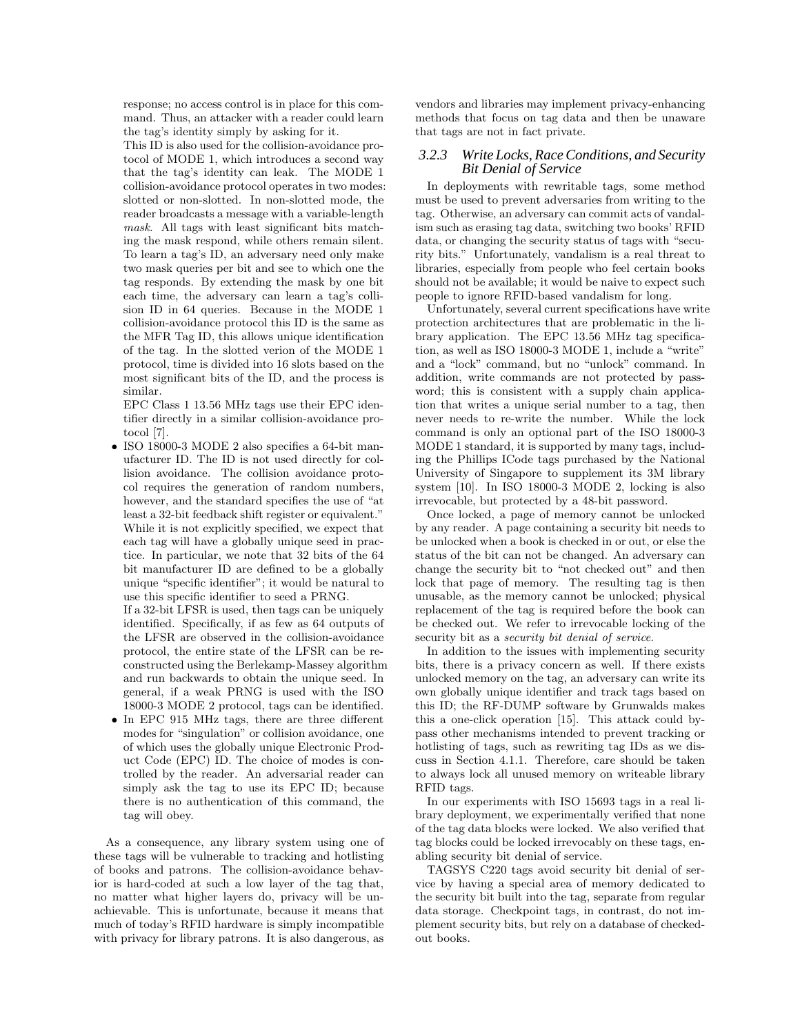response; no access control is in place for this command. Thus, an attacker with a reader could learn the tag's identity simply by asking for it.

This ID is also used for the collision-avoidance protocol of MODE 1, which introduces a second way that the tag's identity can leak. The MODE 1 collision-avoidance protocol operates in two modes: slotted or non-slotted. In non-slotted mode, the reader broadcasts a message with a variable-length *mask*. All tags with least significant bits matching the mask respond, while others remain silent. To learn a tag's ID, an adversary need only make two mask queries per bit and see to which one the tag responds. By extending the mask by one bit each time, the adversary can learn a tag's collision ID in 64 queries. Because in the MODE 1 collision-avoidance protocol this ID is the same as the MFR Tag ID, this allows unique identification of the tag. In the slotted verion of the MODE 1 protocol, time is divided into 16 slots based on the most significant bits of the ID, and the process is similar.

EPC Class 1 13.56 MHz tags use their EPC identifier directly in a similar collision-avoidance protocol [7].

- ISO 18000-3 MODE 2 also specifies a 64-bit manufacturer ID. The ID is not used directly for collision avoidance. The collision avoidance protocol requires the generation of random numbers, however, and the standard specifies the use of "at least a 32-bit feedback shift register or equivalent." While it is not explicitly specified, we expect that each tag will have a globally unique seed in practice. In particular, we note that 32 bits of the 64 bit manufacturer ID are defined to be a globally unique "specific identifier"; it would be natural to use this specific identifier to seed a PRNG.

  If a 32-bit LFSR is used, then tags can be uniquely identified. Specifically, if as few as 64 outputs of the LFSR are observed in the collision-avoidance protocol, the entire state of the LFSR can be reconstructed using the Berlekamp-Massey algorithm and run backwards to obtain the unique seed. In general, if a weak PRNG is used with the ISO 18000-3 MODE 2 protocol, tags can be identified.
- In EPC 915 MHz tags, there are three different modes for "singulation" or collision avoidance, one of which uses the globally unique Electronic Product Code (EPC) ID. The choice of modes is controlled by the reader. An adversarial reader can simply ask the tag to use its EPC ID; because there is no authentication of this command, the tag will obey.

As a consequence, any library system using one of these tags will be vulnerable to tracking and hotlisting of books and patrons. The collision-avoidance behavior is hard-coded at such a low layer of the tag that, no matter what higher layers do, privacy will be unachievable. This is unfortunate, because it means that much of today's RFID hardware is simply incompatible with privacy for library patrons. It is also dangerous, as vendors and libraries may implement privacy-enhancing methods that focus on tag data and then be unaware that tags are not in fact private.

### 3.2.3 Write Locks, Race Conditions, and Security Bit Denial of Service

In deployments with rewritable tags, some method must be used to prevent adversaries from writing to the tag. Otherwise, an adversary can commit acts of vandalism such as erasing tag data, switching two books' RFID data, or changing the security status of tags with "security bits." Unfortunately, vandalism is a real threat to libraries, especially from people who feel certain books should not be available; it would be naive to expect such people to ignore RFID-based vandalism for long.

Unfortunately, several current specifications have write protection architectures that are problematic in the library application. The EPC 13.56 MHz tag specification, as well as ISO 18000-3 MODE 1, include a "write" and a "lock" command, but no "unlock" command. In addition, write commands are not protected by password; this is consistent with a supply chain application that writes a unique serial number to a tag, then never needs to re-write the number. While the lock command is only an optional part of the ISO 18000-3 MODE 1 standard, it is supported by many tags, including the Phillips ICode tags purchased by the National University of Singapore to supplement its 3M library system [10]. In ISO 18000-3 MODE 2, locking is also irrevocable, but protected by a 48-bit password.

Once locked, a page of memory cannot be unlocked by any reader. A page containing a security bit needs to be unlocked when a book is checked in or out, or else the status of the bit can not be changed. An adversary can change the security bit to "not checked out" and then lock that page of memory. The resulting tag is then unusable, as the memory cannot be unlocked; physical replacement of the tag is required before the book can be checked out. We refer to irrevocable locking of the security bit as a *security bit denial of service*.

In addition to the issues with implementing security bits, there is a privacy concern as well. If there exists unlocked memory on the tag, an adversary can write its own globally unique identifier and track tags based on this ID; the RF-DUMP software by Grunwalds makes this a one-click operation [15]. This attack could bypass other mechanisms intended to prevent tracking or hotlisting of tags, such as rewriting tag IDs as we discuss in Section 4.1.1. Therefore, care should be taken to always lock all unused memory on writeable library RFID tags.

In our experiments with ISO 15693 tags in a real library deployment, we experimentally verified that none of the tag data blocks were locked. We also verified that tag blocks could be locked irrevocably on these tags, enabling security bit denial of service.

TAGSYS C220 tags avoid security bit denial of service by having a special area of memory dedicated to the security bit built into the tag, separate from regular data storage. Checkpoint tags, in contrast, do not implement security bits, but rely on a database of checked-out books.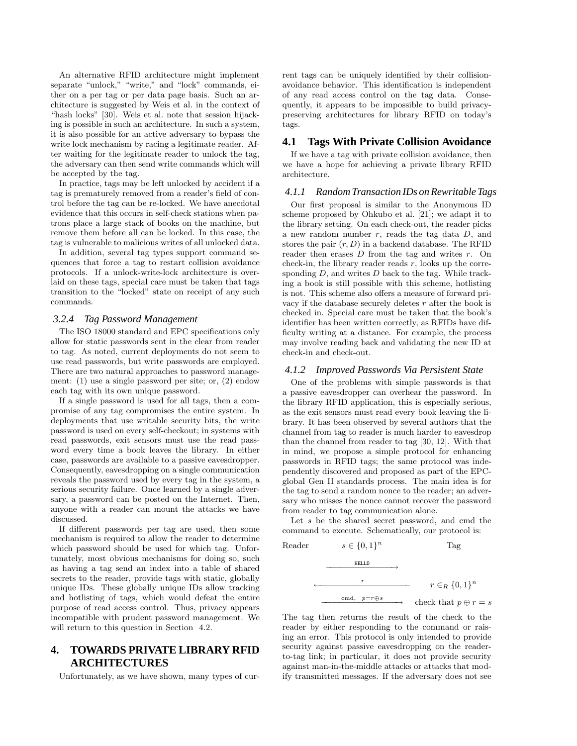An alternative RFID architecture might implement separate "unlock," "write," and "lock" commands, either on a per tag or per data page basis. Such an architecture is suggested by Weis et al. in the context of "hash locks" [30]. Weis et al. note that session hijacking is possible in such an architecture. In such a system, it is also possible for an active adversary to bypass the write lock mechanism by racing a legitimate reader. After waiting for the legitimate reader to unlock the tag, the adversary can then send write commands which will be accepted by the tag.

In practice, tags may be left unlocked by accident if a tag is prematurely removed from a reader's field of control before the tag can be re-locked. We have anecdotal evidence that this occurs in self-check stations when patrons place a large stack of books on the machine, but remove them before all can be locked. In this case, the tag is vulnerable to malicious writes of all unlocked data.

In addition, several tag types support command sequences that force a tag to restart collision avoidance protocols. If a unlock-write-lock architecture is overlaid on these tags, special care must be taken that tags transition to the "locked" state on receipt of any such commands.

### 3.2.4 Tag Password Management

The ISO 18000 standard and EPC specifications only allow for static passwords sent in the clear from reader to tag. As noted, current deployments do not seem to use read passwords, but write passwords are employed. There are two natural approaches to password management: (1) use a single password per site; or, (2) endow each tag with its own unique password.

If a single password is used for all tags, then a compromise of any tag compromises the entire system. In deployments that use writable security bits, the write password is used on every self-checkout; in systems with read passwords, exit sensors must use the read password every time a book leaves the library. In either case, passwords are available to a passive eavesdropper. Consequently, eavesdropping on a single communication reveals the password used by every tag in the system, a serious security failure. Once learned by a single adversary, a password can be posted on the Internet. Then, anyone with a reader can mount the attacks we have discussed.

If different passwords per tag are used, then some mechanism is required to allow the reader to determine which password should be used for which tag. Unfortunately, most obvious mechanisms for doing so, such as having a tag send an index into a table of shared secrets to the reader, provide tags with static, globally unique IDs. These globally unique IDs allow tracking and hotlisting of tags, which would defeat the entire purpose of read access control. Thus, privacy appears incompatible with prudent password management. We will return to this question in Section 4.2.

## 4. TOWARDS PRIVATE LIBRARY RFID ARCHITECTURES

Unfortunately, as we have shown, many types of current tags can be uniquely identified by their collision-avoidance behavior. This identification is independent of any read access control on the tag data. Consequently, it appears to be impossible to build privacy-preserving architectures for library RFID on today's tags.

## 4.1 Tags With Private Collision Avoidance

If we have a tag with private collision avoidance, then we have a hope for achieving a private library RFID architecture.

### 4.1.1 Random Transaction IDs on Rewritable Tags

Our first proposal is similar to the Anonymous ID scheme proposed by Ohkubo et al. [21]; we adapt it to the library setting. On each check-out, the reader picks a new random number $r$, reads the tag data $D$, and stores the pair $(r, D)$ in a backend database. The RFID reader then erases $D$ from the tag and writes $r$. On check-in, the library reader reads $r$, looks up the corresponding $D$, and writes $D$ back to the tag. While tracking a book is still possible with this scheme, hotlisting is not. This scheme also offers a measure of forward privacy if the database securely deletes $r$ after the book is checked in. Special care must be taken that the book's identifier has been written correctly, as RFIDs have difficulty writing at a distance. For example, the process may involve reading back and validating the new ID at check-in and check-out.

### 4.1.2 Improved Passwords Via Persistent State

One of the problems with simple passwords is that a passive eavesdropper can overhear the password. In the library RFID application, this is especially serious, as the exit sensors must read every book leaving the library. It has been observed by several authors that the channel from tag to reader is much harder to eavesdrop than the channel from reader to tag [30, 12]. With that in mind, we propose a simple protocol for enhancing passwords in RFID tags; the same protocol was independently discovered and proposed as part of the EPC-global Gen II standards process. The main idea is for the tag to send a random nonce to the reader; an adversary who misses the nonce cannot recover the password from reader to tag communication alone.

Let $s$ be the shared secret password, and cmd the command to execute. Schematically, our protocol is:

| Reader | $s \in \{0,1\}^n$ | Tag |
|---|---|---|
| | $\xrightarrow{\texttt{HELLO}}$ | |
| | $\xleftarrow{\;r\;}$ | $r \in_R \{0,1\}^n$ |
| | $\xrightarrow{\text{cmd},\;\; p = r \oplus s}$ | check that $p \oplus r = s$ |

The tag then returns the result of the check to the reader by either responding to the command or raising an error. This protocol is only intended to provide security against passive eavesdropping on the reader-to-tag link; in particular, it does not provide security against man-in-the-middle attacks or attacks that modify transmitted messages. If the adversary does not see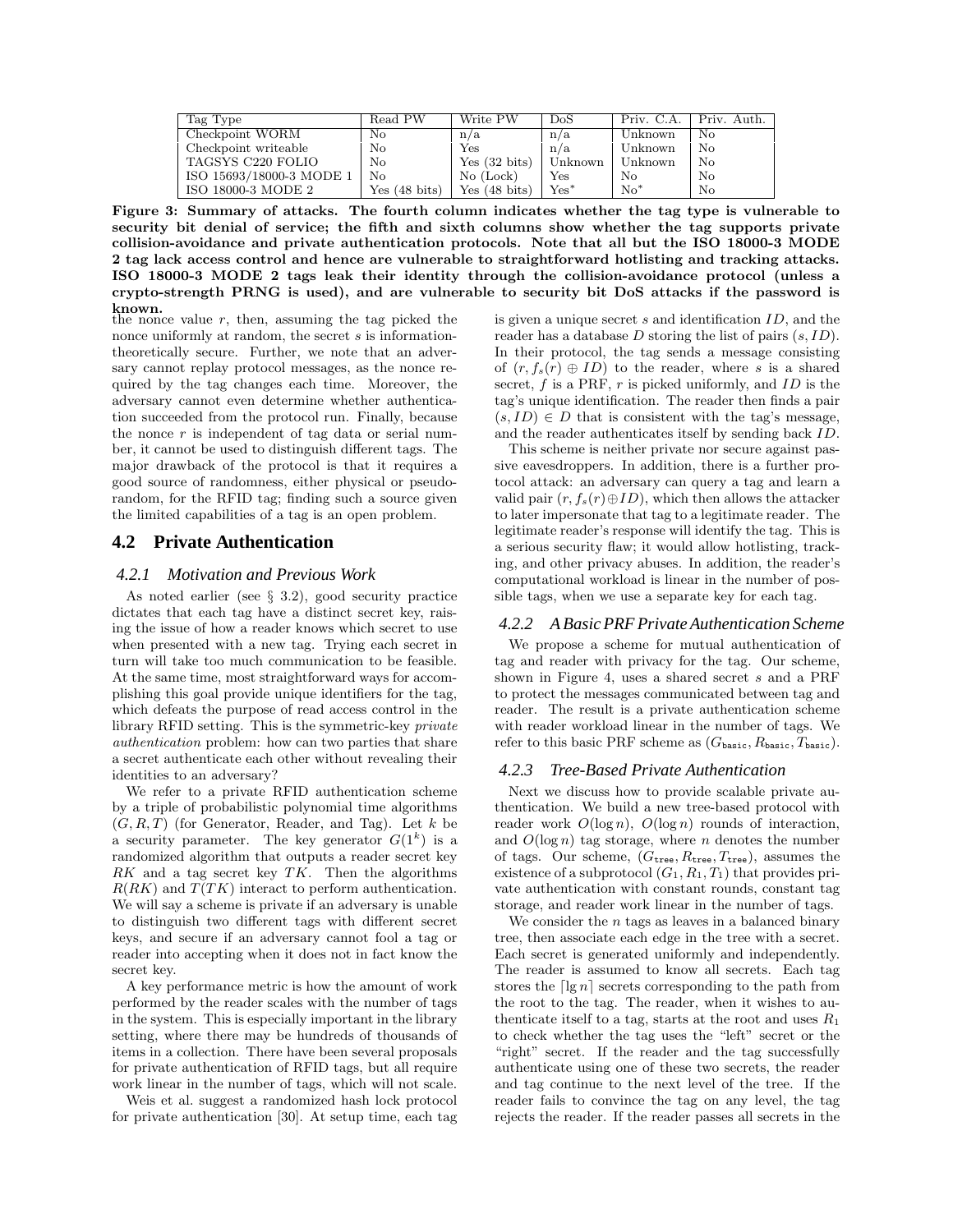| Tag Type | Read PW | Write PW | DoS | Priv. C.A. | Priv. Auth. |
|---|---|---|---|---|---|
| Checkpoint WORM | No | n/a | n/a | Unknown | No |
| Checkpoint writeable | No | Yes | n/a | Unknown | No |
| TAGSYS C220 FOLIO | No | Yes (32 bits) | Unknown | Unknown | No |
| ISO 15693/18000-3 MODE 1 | No | No (Lock) | Yes | No | No |
| ISO 18000-3 MODE 2 | Yes (48 bits) | Yes (48 bits) | Yes* | No* | No |

**Figure 3: Summary of attacks. The fourth column indicates whether the tag type is vulnerable to security bit denial of service; the fifth and sixth columns show whether the tag supports private collision-avoidance and private authentication protocols. Note that all but the ISO 18000-3 MODE 2 tag lack access control and hence are vulnerable to straightforward hotlisting and tracking attacks. ISO 18000-3 MODE 2 tags leak their identity through the collision-avoidance protocol (unless a crypto-strength PRNG is used), and are vulnerable to security bit DoS attacks if the password is known.**

the nonce value $r$, then, assuming the tag picked the nonce uniformly at random, the secret $s$ is information-theoretically secure. Further, we note that an adversary cannot replay protocol messages, as the nonce required by the tag changes each time. Moreover, the adversary cannot even determine whether authentication succeeded from the protocol run. Finally, because the nonce $r$ is independent of tag data or serial number, it cannot be used to distinguish different tags. The major drawback of the protocol is that it requires a good source of randomness, either physical or pseudo-random, for the RFID tag; finding such a source given the limited capabilities of a tag is an open problem.

## 4.2 Private Authentication

### 4.2.1 Motivation and Previous Work

As noted earlier (see § 3.2), good security practice dictates that each tag have a distinct secret key, raising the issue of how a reader knows which secret to use when presented with a new tag. Trying each secret in turn will take too much communication to be feasible. At the same time, most straightforward ways for accomplishing this goal provide unique identifiers for the tag, which defeats the purpose of read access control in the library RFID setting. This is the symmetric-key *private authentication* problem: how can two parties that share a secret authenticate each other without revealing their identities to an adversary?

We refer to a private RFID authentication scheme by a triple of probabilistic polynomial time algorithms $(G, R, T)$ (for Generator, Reader, and Tag). Let $k$ be a security parameter. The key generator $G(1^k)$ is a randomized algorithm that outputs a reader secret key $RK$ and a tag secret key $TK$. Then the algorithms $R(RK)$ and $T(TK)$ interact to perform authentication. We will say a scheme is private if an adversary is unable to distinguish two different tags with different secret keys, and secure if an adversary cannot fool a tag or reader into accepting when it does not in fact know the secret key.

A key performance metric is how the amount of work performed by the reader scales with the number of tags in the system. This is especially important in the library setting, where there may be hundreds of thousands of items in a collection. There have been several proposals for private authentication of RFID tags, but all require work linear in the number of tags, which will not scale.

Weis et al. suggest a randomized hash lock protocol for private authentication [30]. At setup time, each tag is given a unique secret $s$ and identification $ID$, and the reader has a database $D$ storing the list of pairs $(s, ID)$. In their protocol, the tag sends a message consisting of $(r, f_s(r) \oplus ID)$ to the reader, where $s$ is a shared secret, $f$ is a PRF, $r$ is picked uniformly, and $ID$ is the tag's unique identification. The reader then finds a pair $(s, ID) \in D$ that is consistent with the tag's message, and the reader authenticates itself by sending back $ID$.

This scheme is neither private nor secure against passive eavesdroppers. In addition, there is a further protocol attack: an adversary can query a tag and learn a valid pair $(r, f_s(r) \oplus ID)$, which then allows the attacker to later impersonate that tag to a legitimate reader. The legitimate reader's response will identify the tag. This is a serious security flaw; it would allow hotlisting, tracking, and other privacy abuses. In addition, the reader's computational workload is linear in the number of possible tags, when we use a separate key for each tag.

### 4.2.2 A Basic PRF Private Authentication Scheme

We propose a scheme for mutual authentication of tag and reader with privacy for the tag. Our scheme, shown in Figure 4, uses a shared secret $s$ and a PRF to protect the messages communicated between tag and reader. The result is a private authentication scheme with reader workload linear in the number of tags. We refer to this basic PRF scheme as $(G_{\texttt{basic}}, R_{\texttt{basic}}, T_{\texttt{basic}})$.

### 4.2.3 Tree-Based Private Authentication

Next we discuss how to provide scalable private authentication. We build a new tree-based protocol with reader work $O(\log n)$, $O(\log n)$ rounds of interaction, and $O(\log n)$ tag storage, where $n$ denotes the number of tags. Our scheme, $(G_{\texttt{tree}}, R_{\texttt{tree}}, T_{\texttt{tree}})$, assumes the existence of a subprotocol $(G_1, R_1, T_1)$ that provides private authentication with constant rounds, constant tag storage, and reader work linear in the number of tags.

We consider the $n$ tags as leaves in a balanced binary tree, then associate each edge in the tree with a secret. Each secret is generated uniformly and independently. The reader is assumed to know all secrets. Each tag stores the $\lceil \lg n \rceil$ secrets corresponding to the path from the root to the tag. The reader, when it wishes to authenticate itself to a tag, starts at the root and uses $R_1$ to check whether the tag uses the "left" secret or the "right" secret. If the reader and the tag successfully authenticate using one of these two secrets, the reader and tag continue to the next level of the tree. If the reader fails to convince the tag on any level, the tag rejects the reader. If the reader passes all secrets in the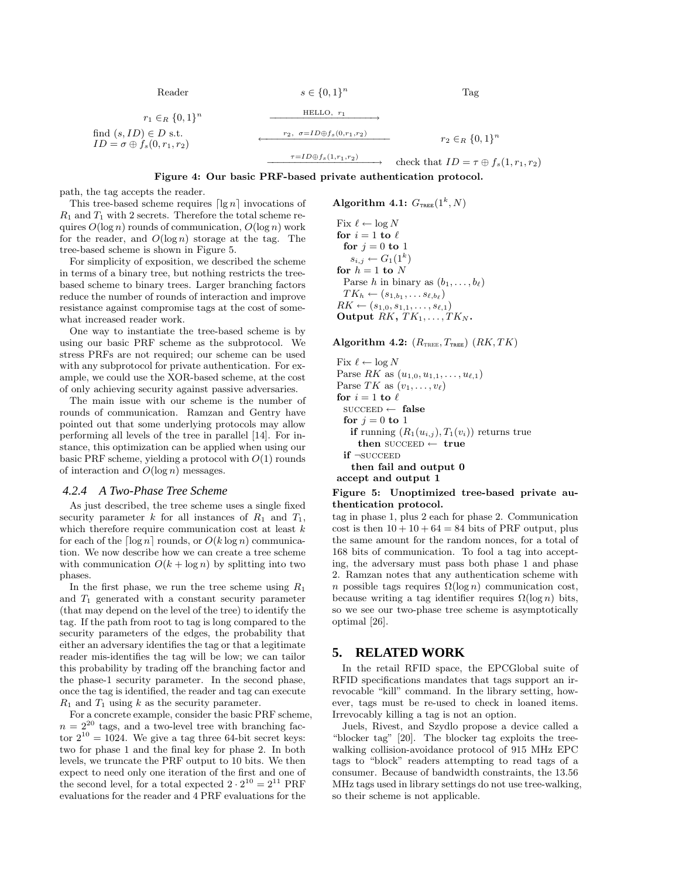| Reader | $s \in \{0,1\}^n$ | Tag |
|---|---|---|
| $r_1 \in_R \{0,1\}^n$ | $\xrightarrow{\text{HELLO},\ r_1}$ | |
| find $(s, ID) \in D$ s.t. $ID = \sigma \oplus f_s(0, r_1, r_2)$ | $\xleftarrow{r_2,\ \sigma = ID \oplus f_s(0,r_1,r_2)}$ | $r_2 \in_R \{0,1\}^n$ |
| | $\xrightarrow{\tau = ID \oplus f_s(1,r_1,r_2)}$ | check that $ID = \tau \oplus f_s(1, r_1, r_2)$ |

**Figure 4: Our basic PRF-based private authentication protocol.**

path, the tag accepts the reader.

This tree-based scheme requires $\lceil \lg n \rceil$ invocations of $R_1$ and $T_1$ with 2 secrets. Therefore the total scheme requires $O(\log n)$ rounds of communication, $O(\log n)$ work for the reader, and $O(\log n)$ storage at the tag. The tree-based scheme is shown in Figure 5.

For simplicity of exposition, we described the scheme in terms of a binary tree, but nothing restricts the tree-based scheme to binary trees. Larger branching factors reduce the number of rounds of interaction and improve resistance against compromise tags at the cost of somewhat increased reader work.

One way to instantiate the tree-based scheme is by using our basic PRF scheme as the subprotocol. We stress PRFs are not required; our scheme can be used with any subprotocol for private authentication. For example, we could use the XOR-based scheme, at the cost of only achieving security against passive adversaries.

The main issue with our scheme is the number of rounds of communication. Ramzan and Gentry have pointed out that some underlying protocols may allow performing all levels of the tree in parallel [14]. For instance, this optimization can be applied when using our basic PRF scheme, yielding a protocol with $O(1)$ rounds of interaction and $O(\log n)$ messages.

#### 4.2.4 A Two-Phase Tree Scheme

As just described, the tree scheme uses a single fixed security parameter $k$ for all instances of $R_1$ and $T_1$, which therefore require communication cost at least $k$ for each of the $\lceil \log n \rceil$ rounds, or $O(k \log n)$ communication. We now describe how we can create a tree scheme with communication $O(k + \log n)$ by splitting into two phases.

In the first phase, we run the tree scheme using $R_1$ and $T_1$ generated with a constant security parameter (that may depend on the level of the tree) to identify the tag. If the path from root to tag is long compared to the security parameters of the edges, the probability that either an adversary identifies the tag or that a legitimate reader mis-identifies the tag will be low; we can tailor this probability by trading off the branching factor and the phase-1 security parameter. In the second phase, once the tag is identified, the reader and tag can execute $R_1$ and $T_1$ using $k$ as the security parameter.

For a concrete example, consider the basic PRF scheme, $n = 2^{20}$ tags, and a two-level tree with branching factor $2^{10} = 1024$. We give a tag three 64-bit secret keys: two for phase 1 and the final key for phase 2. In both levels, we truncate the PRF output to 10 bits. We then expect to need only one iteration of the first and one of the second level, for a total expected $2 \cdot 2^{10} = 2^{11}$ PRF evaluations for the reader and 4 PRF evaluations for the tag in phase 1, plus 2 each for phase 2. Communication cost is then $10 + 10 + 64 = 84$ bits of PRF output, plus the same amount for the random nonces, for a total of 168 bits of communication. To fool a tag into accepting, the adversary must pass both phase 1 and phase 2. Ramzan notes that any authentication scheme with $n$ possible tags requires $\Omega(\log n)$ communication cost, because writing a tag identifier requires $\Omega(\log n)$ bits, so we see our two-phase tree scheme is asymptotically optimal [26].

**Algorithm 4.1:** $G_{\text{TREE}}(1^k, N)$

```
Fix ℓ ← log N
for i = 1 to ℓ
  for j = 0 to 1
    s_{i,j} ← G_1(1^k)
for h = 1 to N
  Parse h in binary as (b_1, ..., b_ℓ)
  TK_h ← (s_{1,b_1}, ... s_{ℓ,b_ℓ})
RK ← (s_{1,0}, s_{1,1}, ..., s_{ℓ,1})
Output RK, TK_1, ..., TK_N.
```

**Algorithm 4.2:** $(R_{\text{TREE}}, T_{\text{TREE}})$ $(RK, TK)$

```
Fix ℓ ← log N
Parse RK as (u_{1,0}, u_{1,1}, ..., u_{ℓ,1})
Parse TK as (v_1, ..., v_ℓ)
for i = 1 to ℓ
  SUCCEED ← false
  for j = 0 to 1
    if running (R_1(u_{i,j}), T_1(v_i)) returns true
      then SUCCEED ← true
  if ¬SUCCEED
    then fail and output 0
accept and output 1
```

**Figure 5: Unoptimized tree-based private authentication protocol.**

## 5. RELATED WORK

In the retail RFID space, the EPCGlobal suite of RFID specifications mandates that tags support an irrevocable "kill" command. In the library setting, however, tags must be re-used to check in loaned items. Irrevocably killing a tag is not an option.

Juels, Rivest, and Szydlo propose a device called a "blocker tag" [20]. The blocker tag exploits the tree-walking collision-avoidance protocol of 915 MHz EPC tags to "block" readers attempting to read tags of a consumer. Because of bandwidth constraints, the 13.56 MHz tags used in library settings do not use tree-walking, so their scheme is not applicable.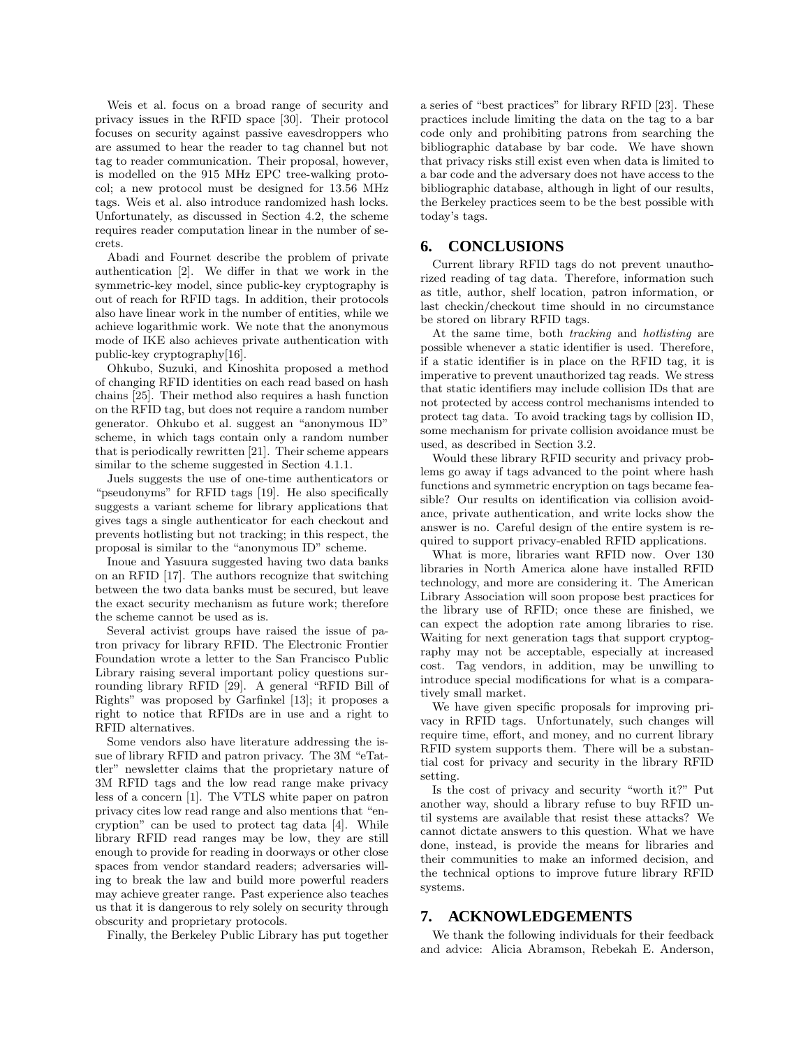Weis et al. focus on a broad range of security and privacy issues in the RFID space [30]. Their protocol focuses on security against passive eavesdroppers who are assumed to hear the reader to tag channel but not tag to reader communication. Their proposal, however, is modelled on the 915 MHz EPC tree-walking protocol; a new protocol must be designed for 13.56 MHz tags. Weis et al. also introduce randomized hash locks. Unfortunately, as discussed in Section 4.2, the scheme requires reader computation linear in the number of secrets.

Abadi and Fournet describe the problem of private authentication [2]. We differ in that we work in the symmetric-key model, since public-key cryptography is out of reach for RFID tags. In addition, their protocols also have linear work in the number of entities, while we achieve logarithmic work. We note that the anonymous mode of IKE also achieves private authentication with public-key cryptography[16].

Ohkubo, Suzuki, and Kinoshita proposed a method of changing RFID identities on each read based on hash chains [25]. Their method also requires a hash function on the RFID tag, but does not require a random number generator. Ohkubo et al. suggest an "anonymous ID" scheme, in which tags contain only a random number that is periodically rewritten [21]. Their scheme appears similar to the scheme suggested in Section 4.1.1.

Juels suggests the use of one-time authenticators or "pseudonyms" for RFID tags [19]. He also specifically suggests a variant scheme for library applications that gives tags a single authenticator for each checkout and prevents hotlisting but not tracking; in this respect, the proposal is similar to the "anonymous ID" scheme.

Inoue and Yasuura suggested having two data banks on an RFID [17]. The authors recognize that switching between the two data banks must be secured, but leave the exact security mechanism as future work; therefore the scheme cannot be used as is.

Several activist groups have raised the issue of patron privacy for library RFID. The Electronic Frontier Foundation wrote a letter to the San Francisco Public Library raising several important policy questions surrounding library RFID [29]. A general "RFID Bill of Rights" was proposed by Garfinkel [13]; it proposes a right to notice that RFIDs are in use and a right to RFID alternatives.

Some vendors also have literature addressing the issue of library RFID and patron privacy. The 3M "eTattler" newsletter claims that the proprietary nature of 3M RFID tags and the low read range make privacy less of a concern [1]. The VTLS white paper on patron privacy cites low read range and also mentions that "encryption" can be used to protect tag data [4]. While library RFID read ranges may be low, they are still enough to provide for reading in doorways or other close spaces from vendor standard readers; adversaries willing to break the law and build more powerful readers may achieve greater range. Past experience also teaches us that it is dangerous to rely solely on security through obscurity and proprietary protocols.

Finally, the Berkeley Public Library has put together a series of "best practices" for library RFID [23]. These practices include limiting the data on the tag to a bar code only and prohibiting patrons from searching the bibliographic database by bar code. We have shown that privacy risks still exist even when data is limited to a bar code and the adversary does not have access to the bibliographic database, although in light of our results, the Berkeley practices seem to be the best possible with today's tags.

## 6. CONCLUSIONS

Current library RFID tags do not prevent unauthorized reading of tag data. Therefore, information such as title, author, shelf location, patron information, or last checkin/checkout time should in no circumstance be stored on library RFID tags.

At the same time, both *tracking* and *hotlisting* are possible whenever a static identifier is used. Therefore, if a static identifier is in place on the RFID tag, it is imperative to prevent unauthorized tag reads. We stress that static identifiers may include collision IDs that are not protected by access control mechanisms intended to protect tag data. To avoid tracking tags by collision ID, some mechanism for private collision avoidance must be used, as described in Section 3.2.

Would these library RFID security and privacy problems go away if tags advanced to the point where hash functions and symmetric encryption on tags became feasible? Our results on identification via collision avoidance, private authentication, and write locks show the answer is no. Careful design of the entire system is required to support privacy-enabled RFID applications.

What is more, libraries want RFID now. Over 130 libraries in North America alone have installed RFID technology, and more are considering it. The American Library Association will soon propose best practices for the library use of RFID; once these are finished, we can expect the adoption rate among libraries to rise. Waiting for next generation tags that support cryptography may not be acceptable, especially at increased cost. Tag vendors, in addition, may be unwilling to introduce special modifications for what is a comparatively small market.

We have given specific proposals for improving privacy in RFID tags. Unfortunately, such changes will require time, effort, and money, and no current library RFID system supports them. There will be a substantial cost for privacy and security in the library RFID setting.

Is the cost of privacy and security "worth it?" Put another way, should a library refuse to buy RFID until systems are available that resist these attacks? We cannot dictate answers to this question. What we have done, instead, is provide the means for libraries and their communities to make an informed decision, and the technical options to improve future library RFID systems.

## 7. ACKNOWLEDGEMENTS

We thank the following individuals for their feedback and advice: Alicia Abramson, Rebekah E. Anderson,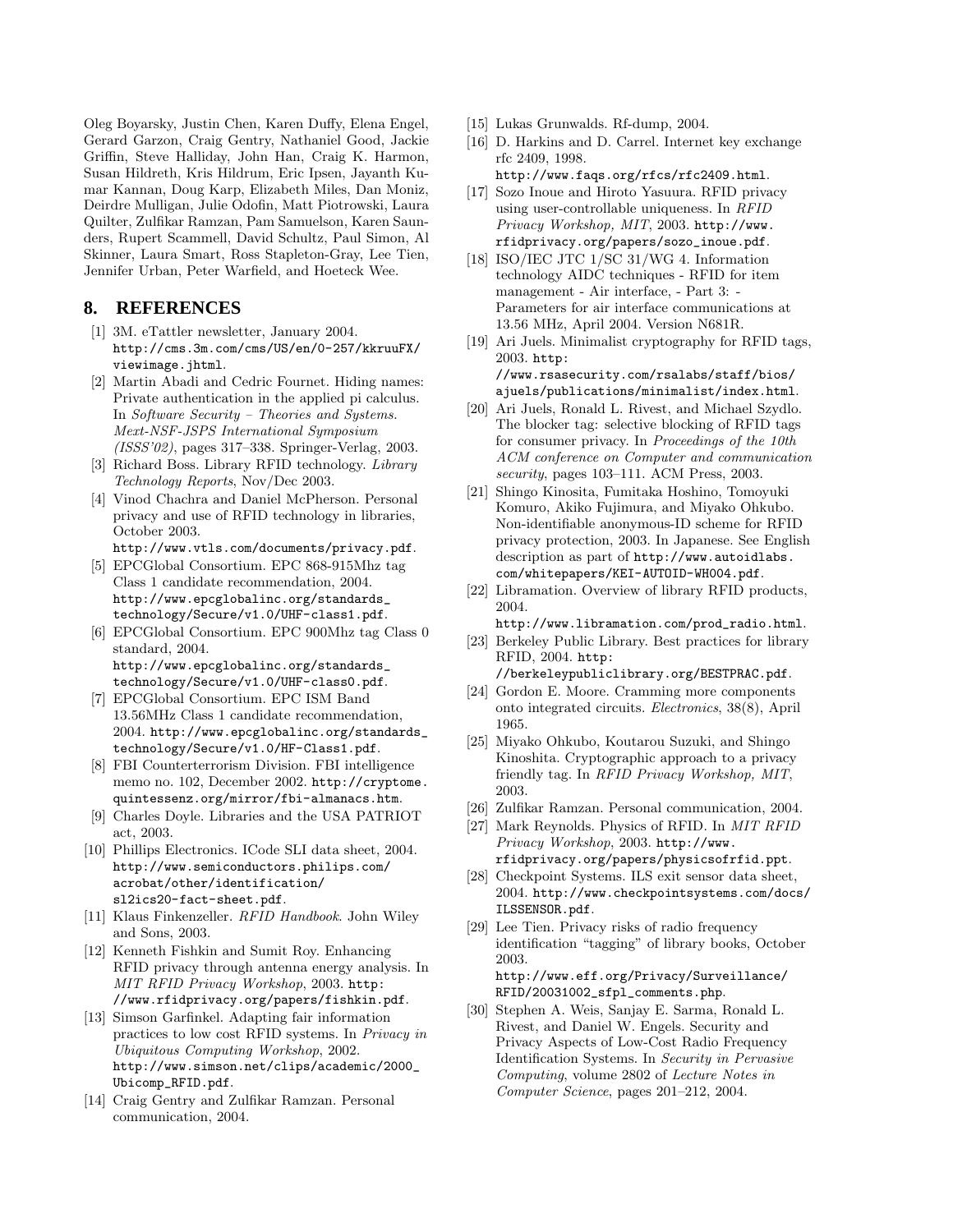Oleg Boyarsky, Justin Chen, Karen Duffy, Elena Engel, Gerard Garzon, Craig Gentry, Nathaniel Good, Jackie Griffin, Steve Halliday, John Han, Craig K. Harmon, Susan Hildreth, Kris Hildrum, Eric Ipsen, Jayanth Kumar Kannan, Doug Karp, Elizabeth Miles, Dan Moniz, Deirdre Mulligan, Julie Odofin, Matt Piotrowski, Laura Quilter, Zulfikar Ramzan, Pam Samuelson, Karen Saunders, Rupert Scammell, David Schultz, Paul Simon, Al Skinner, Laura Smart, Ross Stapleton-Gray, Lee Tien, Jennifer Urban, Peter Warfield, and Hoeteck Wee.

## 8. REFERENCES

[1] 3M. eTattler newsletter, January 2004. http://cms.3m.com/cms/US/en/0-257/kkruuFX/viewimage.jhtml.

[2] Martin Abadi and Cedric Fournet. Hiding names: Private authentication in the applied pi calculus. In *Software Security – Theories and Systems. Mext-NSF-JSPS International Symposium (ISSS'02)*, pages 317–338. Springer-Verlag, 2003.

[3] Richard Boss. Library RFID technology. *Library Technology Reports*, Nov/Dec 2003.

[4] Vinod Chachra and Daniel McPherson. Personal privacy and use of RFID technology in libraries, October 2003. http://www.vtls.com/documents/privacy.pdf.

[5] EPCGlobal Consortium. EPC 868-915Mhz tag Class 1 candidate recommendation, 2004. http://www.epcglobalinc.org/standards_technology/Secure/v1.0/UHF-class1.pdf.

[6] EPCGlobal Consortium. EPC 900Mhz tag Class 0 standard, 2004. http://www.epcglobalinc.org/standards_technology/Secure/v1.0/UHF-class0.pdf.

[7] EPCGlobal Consortium. EPC ISM Band 13.56MHz Class 1 candidate recommendation, 2004. http://www.epcglobalinc.org/standards_technology/Secure/v1.0/HF-Class1.pdf.

[8] FBI Counterterrorism Division. FBI intelligence memo no. 102, December 2002. http://cryptome.quintessenz.org/mirror/fbi-almanacs.htm.

[9] Charles Doyle. Libraries and the USA PATRIOT act, 2003.

[10] Phillips Electronics. ICode SLI data sheet, 2004. http://www.semiconductors.philips.com/acrobat/other/identification/sl2ics20-fact-sheet.pdf.

[11] Klaus Finkenzeller. *RFID Handbook*. John Wiley and Sons, 2003.

[12] Kenneth Fishkin and Sumit Roy. Enhancing RFID privacy through antenna energy analysis. In *MIT RFID Privacy Workshop*, 2003. http://www.rfidprivacy.org/papers/fishkin.pdf.

[13] Simson Garfinkel. Adapting fair information practices to low cost RFID systems. In *Privacy in Ubiquitous Computing Workshop*, 2002. http://www.simson.net/clips/academic/2000_Ubicomp_RFID.pdf.

[14] Craig Gentry and Zulfikar Ramzan. Personal communication, 2004.

[15] Lukas Grunwalds. Rf-dump, 2004.

[16] D. Harkins and D. Carrel. Internet key exchange rfc 2409, 1998. http://www.faqs.org/rfcs/rfc2409.html.

[17] Sozo Inoue and Hiroto Yasuura. RFID privacy using user-controllable uniqueness. In *RFID Privacy Workshop, MIT*, 2003. http://www.rfidprivacy.org/papers/sozo_inoue.pdf.

[18] ISO/IEC JTC 1/SC 31/WG 4. Information technology AIDC techniques - RFID for item management - Air interface, - Part 3: - Parameters for air interface communications at 13.56 MHz, April 2004. Version N681R.

[19] Ari Juels. Minimalist cryptography for RFID tags, 2003. http://www.rsasecurity.com/rsalabs/staff/bios/ajuels/publications/minimalist/index.html.

[20] Ari Juels, Ronald L. Rivest, and Michael Szydlo. The blocker tag: selective blocking of RFID tags for consumer privacy. In *Proceedings of the 10th ACM conference on Computer and communication security*, pages 103–111. ACM Press, 2003.

[21] Shingo Kinosita, Fumitaka Hoshino, Tomoyuki Komuro, Akiko Fujimura, and Miyako Ohkubo. Non-identifiable anonymous-ID scheme for RFID privacy protection, 2003. In Japanese. See English description as part of http://www.autoidlabs.com/whitepapers/KEI-AUTOID-WH004.pdf.

[22] Libramation. Overview of library RFID products, 2004. http://www.libramation.com/prod_radio.html.

[23] Berkeley Public Library. Best practices for library RFID, 2004. http://berkeleypubliclibrary.org/BESTPRAC.pdf.

[24] Gordon E. Moore. Cramming more components onto integrated circuits. *Electronics*, 38(8), April 1965.

[25] Miyako Ohkubo, Koutarou Suzuki, and Shingo Kinoshita. Cryptographic approach to a privacy friendly tag. In *RFID Privacy Workshop, MIT*, 2003.

[26] Zulfikar Ramzan. Personal communication, 2004.

[27] Mark Reynolds. Physics of RFID. In *MIT RFID Privacy Workshop*, 2003. http://www.rfidprivacy.org/papers/physicsofrfid.ppt.

[28] Checkpoint Systems. ILS exit sensor data sheet, 2004. http://www.checkpointsystems.com/docs/ILSSENSOR.pdf.

[29] Lee Tien. Privacy risks of radio frequency identification "tagging" of library books, October 2003. http://www.eff.org/Privacy/Surveillance/RFID/20031002_sfpl_comments.php.

[30] Stephen A. Weis, Sanjay E. Sarma, Ronald L. Rivest, and Daniel W. Engels. Security and Privacy Aspects of Low-Cost Radio Frequency Identification Systems. In *Security in Pervasive Computing*, volume 2802 of *Lecture Notes in Computer Science*, pages 201–212, 2004.